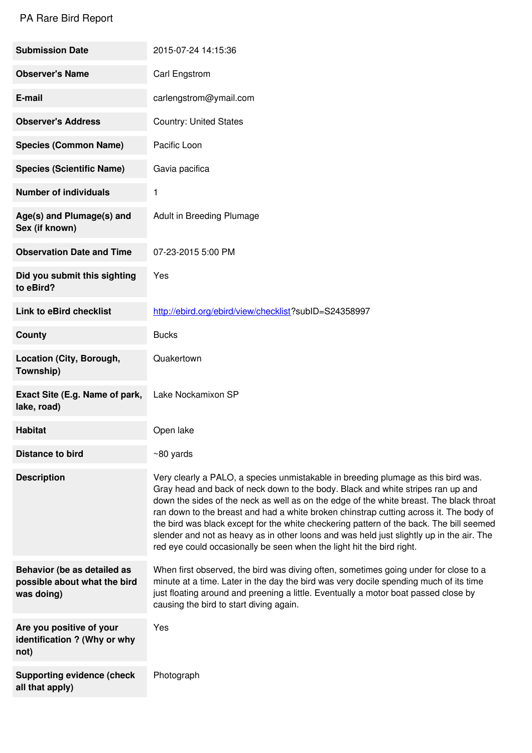PA Rare Bird Report

| | |
|---|---|
| **Submission Date** | 2015-07-24 14:15:36 |
| **Observer's Name** | Carl Engstrom |
| **E-mail** | carlengstrom@ymail.com |
| **Observer's Address** | Country: United States |
| **Species (Common Name)** | Pacific Loon |
| **Species (Scientific Name)** | Gavia pacifica |
| **Number of individuals** | 1 |
| **Age(s) and Plumage(s) and Sex (if known)** | Adult in Breeding Plumage |
| **Observation Date and Time** | 07-23-2015 5:00 PM |
| **Did you submit this sighting to eBird?** | Yes |
| **Link to eBird checklist** | [http://ebird.org/ebird/view/checklist](http://ebird.org/ebird/view/checklist)?subID=S24358997 |
| **County** | Bucks |
| **Location (City, Borough, Township)** | Quakertown |
| **Exact Site (E.g. Name of park, lake, road)** | Lake Nockamixon SP |
| **Habitat** | Open lake |
| **Distance to bird** | ~80 yards |
| **Description** | Very clearly a PALO, a species unmistakable in breeding plumage as this bird was. Gray head and back of neck down to the body. Black and white stripes ran up and down the sides of the neck as well as on the edge of the white breast. The black throat ran down to the breast and had a white broken chinstrap cutting across it. The body of the bird was black except for the white checkering pattern of the back. The bill seemed slender and not as heavy as in other loons and was held just slightly up in the air. The red eye could occasionally be seen when the light hit the bird right. |
| **Behavior (be as detailed as possible about what the bird was doing)** | When first observed, the bird was diving often, sometimes going under for close to a minute at a time. Later in the day the bird was very docile spending much of its time just floating around and preening a little. Eventually a motor boat passed close by causing the bird to start diving again. |
| **Are you positive of your identification ? (Why or why not)** | Yes |
| **Supporting evidence (check all that apply)** | Photograph |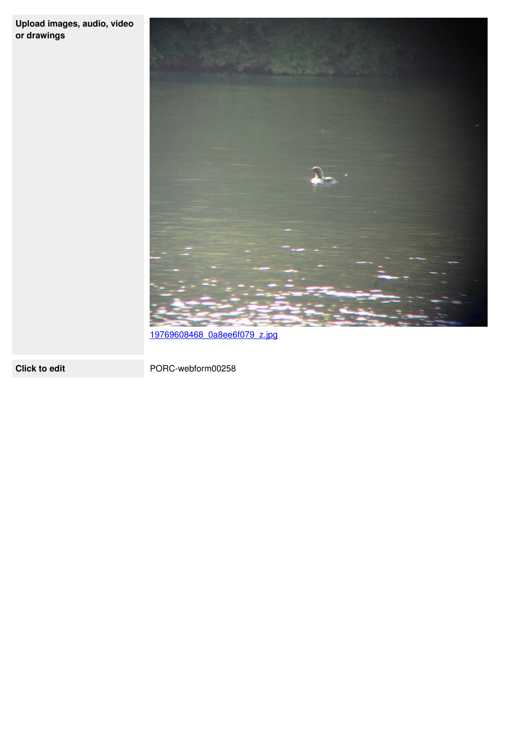| | |
|---|---|
| **Upload images, audio, video or drawings** | 19769608468_0a8ee6f079_z.jpg |
| **Click to edit** | PORC-webform00258 |